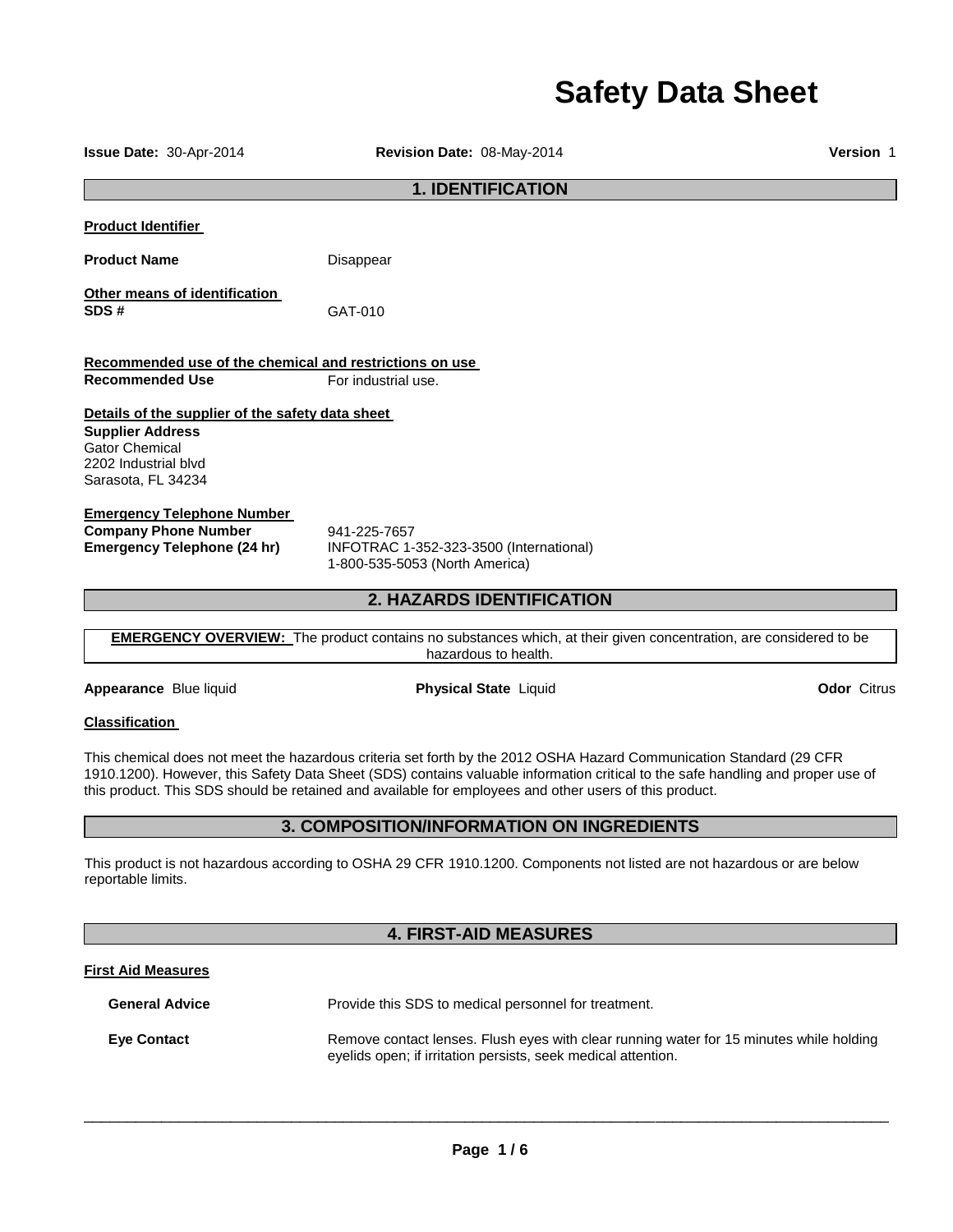# Safety Data Sheet

**Issue Date:** 30-Apr-2014 **Revision Date:** 08-May-2014 **Version** 1

## 1. IDENTIFICATION

**Product Identifier**

**Product Name** Disappear

**Other means of identification**
**SDS #** GAT-010

**Recommended use of the chemical and restrictions on use**
**Recommended Use** For industrial use.

**Details of the supplier of the safety data sheet**
**Supplier Address**
Gator Chemical
2202 Industrial blvd
Sarasota, FL 34234

**Emergency Telephone Number**
**Company Phone Number** 941-225-7657
**Emergency Telephone (24 hr)** INFOTRAC 1-352-323-3500 (International)
1-800-535-5053 (North America)

## 2. HAZARDS IDENTIFICATION

**EMERGENCY OVERVIEW:** The product contains no substances which, at their given concentration, are considered to be hazardous to health.

**Appearance** Blue liquid **Physical State** Liquid **Odor** Citrus

**Classification**

This chemical does not meet the hazardous criteria set forth by the 2012 OSHA Hazard Communication Standard (29 CFR 1910.1200). However, this Safety Data Sheet (SDS) contains valuable information critical to the safe handling and proper use of this product. This SDS should be retained and available for employees and other users of this product.

## 3. COMPOSITION/INFORMATION ON INGREDIENTS

This product is not hazardous according to OSHA 29 CFR 1910.1200. Components not listed are not hazardous or are below reportable limits.

## 4. FIRST-AID MEASURES

**First Aid Measures**

**General Advice** Provide this SDS to medical personnel for treatment.

**Eye Contact** Remove contact lenses. Flush eyes with clear running water for 15 minutes while holding eyelids open; if irritation persists, seek medical attention.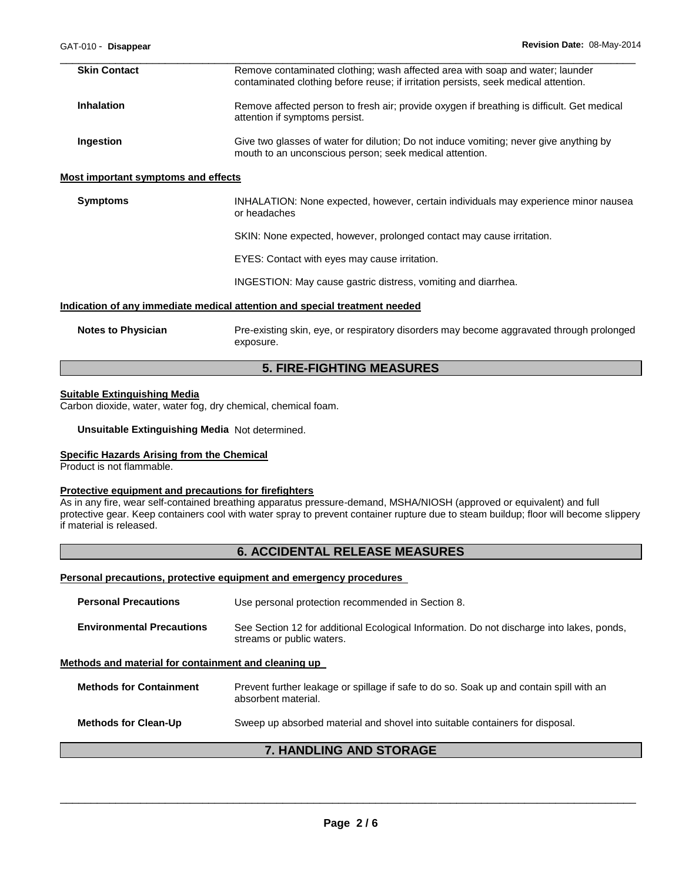| | |
|---|---|
| **Skin Contact** | Remove contaminated clothing; wash affected area with soap and water; launder contaminated clothing before reuse; if irritation persists, seek medical attention. |
| **Inhalation** | Remove affected person to fresh air; provide oxygen if breathing is difficult. Get medical attention if symptoms persist. |
| **Ingestion** | Give two glasses of water for dilution; Do not induce vomiting; never give anything by mouth to an unconscious person; seek medical attention. |

### Most important symptoms and effects

**Symptoms**

INHALATION: None expected, however, certain individuals may experience minor nausea or headaches

SKIN: None expected, however, prolonged contact may cause irritation.

EYES: Contact with eyes may cause irritation.

INGESTION: May cause gastric distress, vomiting and diarrhea.

### Indication of any immediate medical attention and special treatment needed

**Notes to Physician** Pre-existing skin, eye, or respiratory disorders may become aggravated through prolonged exposure.

## 5. FIRE-FIGHTING MEASURES

### Suitable Extinguishing Media

Carbon dioxide, water, water fog, dry chemical, chemical foam.

**Unsuitable Extinguishing Media** Not determined.

### Specific Hazards Arising from the Chemical

Product is not flammable.

### Protective equipment and precautions for firefighters

As in any fire, wear self-contained breathing apparatus pressure-demand, MSHA/NIOSH (approved or equivalent) and full protective gear. Keep containers cool with water spray to prevent container rupture due to steam buildup; floor will become slippery if material is released.

## 6. ACCIDENTAL RELEASE MEASURES

### Personal precautions, protective equipment and emergency procedures

| | |
|---|---|
| **Personal Precautions** | Use personal protection recommended in Section 8. |
| **Environmental Precautions** | See Section 12 for additional Ecological Information. Do not discharge into lakes, ponds, streams or public waters. |

### Methods and material for containment and cleaning up

| | |
|---|---|
| **Methods for Containment** | Prevent further leakage or spillage if safe to do so. Soak up and contain spill with an absorbent material. |
| **Methods for Clean-Up** | Sweep up absorbed material and shovel into suitable containers for disposal. |

## 7. HANDLING AND STORAGE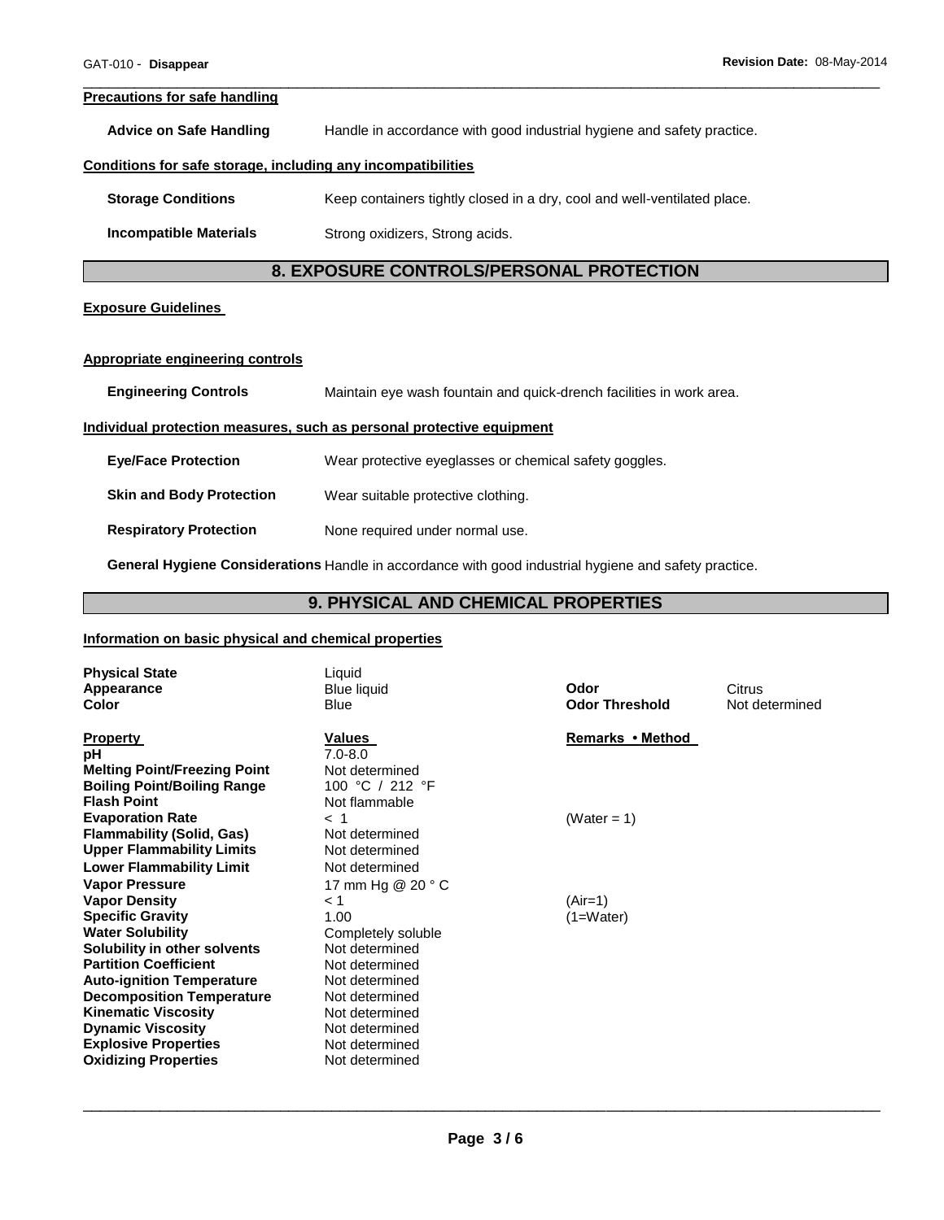**Precautions for safe handling**

**Advice on Safe Handling** Handle in accordance with good industrial hygiene and safety practice.

**Conditions for safe storage, including any incompatibilities**

**Storage Conditions** Keep containers tightly closed in a dry, cool and well-ventilated place.

**Incompatible Materials** Strong oxidizers, Strong acids.

## 8. EXPOSURE CONTROLS/PERSONAL PROTECTION

**Exposure Guidelines**

**Appropriate engineering controls**

**Engineering Controls** Maintain eye wash fountain and quick-drench facilities in work area.

**Individual protection measures, such as personal protective equipment**

**Eye/Face Protection** Wear protective eyeglasses or chemical safety goggles.

**Skin and Body Protection** Wear suitable protective clothing.

**Respiratory Protection** None required under normal use.

**General Hygiene Considerations** Handle in accordance with good industrial hygiene and safety practice.

## 9. PHYSICAL AND CHEMICAL PROPERTIES

**Information on basic physical and chemical properties**

| | | | |
|---|---|---|---|
| **Physical State** | Liquid | | |
| **Appearance** | Blue liquid | **Odor** | Citrus |
| **Color** | Blue | **Odor Threshold** | Not determined |

| **Property** | **Values** | **Remarks • Method** |
|---|---|---|
| **pH** | 7.0-8.0 | |
| **Melting Point/Freezing Point** | Not determined | |
| **Boiling Point/Boiling Range** | 100 °C / 212 °F | |
| **Flash Point** | Not flammable | |
| **Evaporation Rate** | < 1 | (Water = 1) |
| **Flammability (Solid, Gas)** | Not determined | |
| **Upper Flammability Limits** | Not determined | |
| **Lower Flammability Limit** | Not determined | |
| **Vapor Pressure** | 17 mm Hg @ 20 ° C | |
| **Vapor Density** | < 1 | (Air=1) |
| **Specific Gravity** | 1.00 | (1=Water) |
| **Water Solubility** | Completely soluble | |
| **Solubility in other solvents** | Not determined | |
| **Partition Coefficient** | Not determined | |
| **Auto-ignition Temperature** | Not determined | |
| **Decomposition Temperature** | Not determined | |
| **Kinematic Viscosity** | Not determined | |
| **Dynamic Viscosity** | Not determined | |
| **Explosive Properties** | Not determined | |
| **Oxidizing Properties** | Not determined | |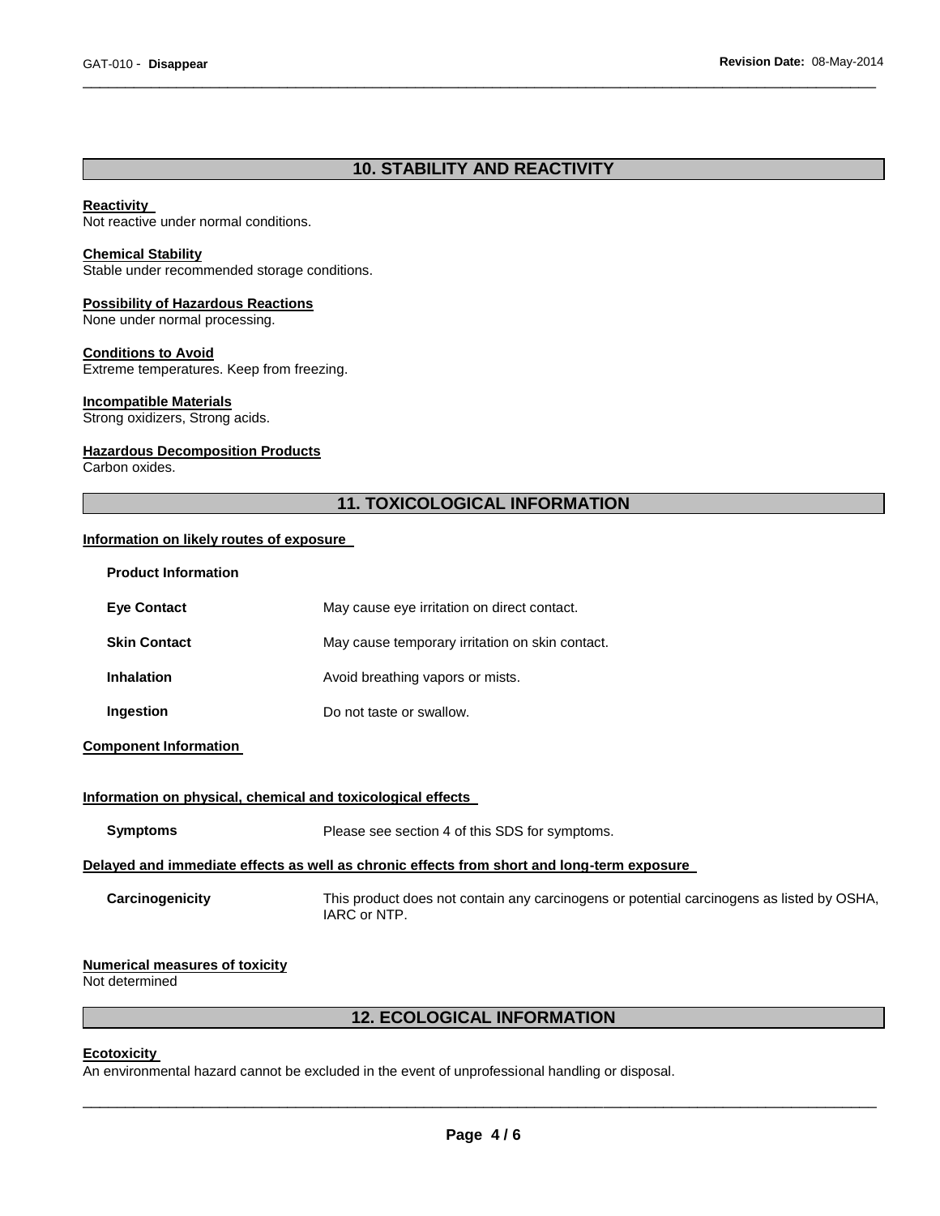## 10. STABILITY AND REACTIVITY

**Reactivity**
Not reactive under normal conditions.

**Chemical Stability**
Stable under recommended storage conditions.

**Possibility of Hazardous Reactions**
None under normal processing.

**Conditions to Avoid**
Extreme temperatures. Keep from freezing.

**Incompatible Materials**
Strong oxidizers, Strong acids.

**Hazardous Decomposition Products**
Carbon oxides.

## 11. TOXICOLOGICAL INFORMATION

**Information on likely routes of exposure**

**Product Information**

| | |
|---|---|
| **Eye Contact** | May cause eye irritation on direct contact. |
| **Skin Contact** | May cause temporary irritation on skin contact. |
| **Inhalation** | Avoid breathing vapors or mists. |
| **Ingestion** | Do not taste or swallow. |

**Component Information**

**Information on physical, chemical and toxicological effects**

**Symptoms** Please see section 4 of this SDS for symptoms.

**Delayed and immediate effects as well as chronic effects from short and long-term exposure**

**Carcinogenicity** This product does not contain any carcinogens or potential carcinogens as listed by OSHA, IARC or NTP.

**Numerical measures of toxicity**
Not determined

## 12. ECOLOGICAL INFORMATION

**Ecotoxicity**
An environmental hazard cannot be excluded in the event of unprofessional handling or disposal.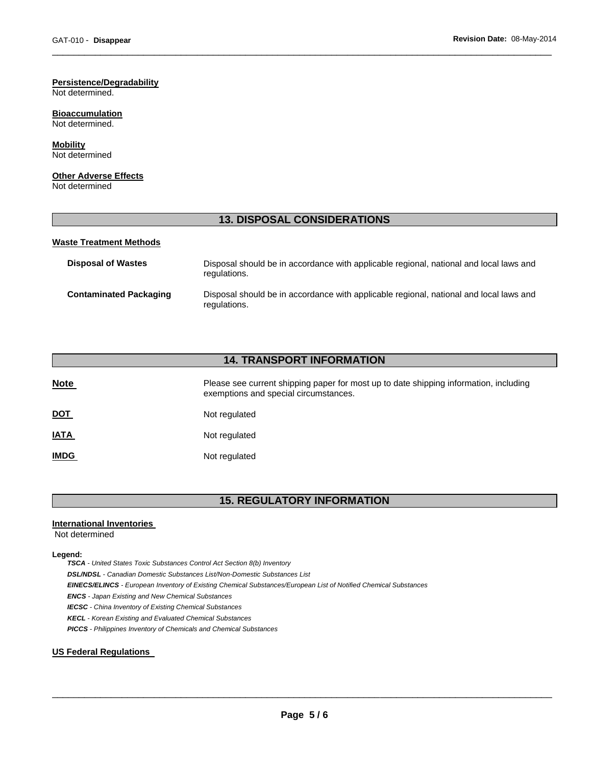**Persistence/Degradability**
Not determined.

**Bioaccumulation**
Not determined.

**Mobility**
Not determined

**Other Adverse Effects**
Not determined

## 13. DISPOSAL CONSIDERATIONS

**Waste Treatment Methods**

| | |
|---|---|
| **Disposal of Wastes** | Disposal should be in accordance with applicable regional, national and local laws and regulations. |
| **Contaminated Packaging** | Disposal should be in accordance with applicable regional, national and local laws and regulations. |

## 14. TRANSPORT INFORMATION

| | |
|---|---|
| **Note** | Please see current shipping paper for most up to date shipping information, including exemptions and special circumstances. |
| **DOT** | Not regulated |
| **IATA** | Not regulated |
| **IMDG** | Not regulated |

## 15. REGULATORY INFORMATION

**International Inventories**
Not determined

**Legend:**

***TSCA*** *- United States Toxic Substances Control Act Section 8(b) Inventory*
***DSL/NDSL*** *- Canadian Domestic Substances List/Non-Domestic Substances List*
***EINECS/ELINCS*** *- European Inventory of Existing Chemical Substances/European List of Notified Chemical Substances*
***ENCS*** *- Japan Existing and New Chemical Substances*
***IECSC*** *- China Inventory of Existing Chemical Substances*
***KECL*** *- Korean Existing and Evaluated Chemical Substances*
***PICCS*** *- Philippines Inventory of Chemicals and Chemical Substances*

**US Federal Regulations**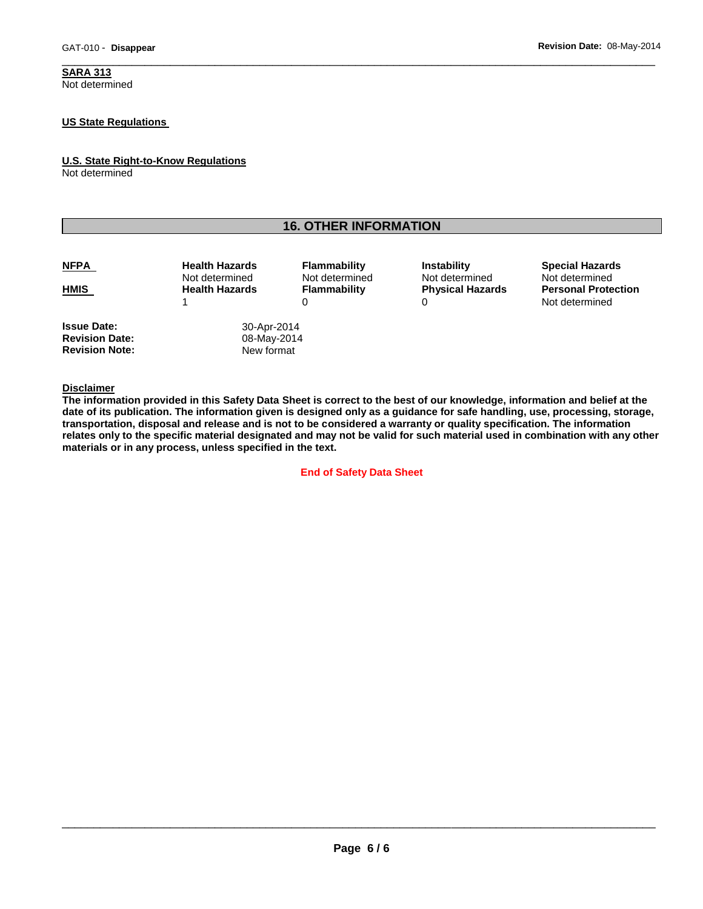**SARA 313**
Not determined

**US State Regulations**

**U.S. State Right-to-Know Regulations**
Not determined

## 16. OTHER INFORMATION

| | | | | |
|---|---|---|---|---|
| **NFPA** | **Health Hazards** | **Flammability** | **Instability** | **Special Hazards** |
| | Not determined | Not determined | Not determined | Not determined |
| **HMIS** | **Health Hazards** | **Flammability** | **Physical Hazards** | **Personal Protection** |
| | 1 | 0 | 0 | Not determined |

**Issue Date:** 30-Apr-2014
**Revision Date:** 08-May-2014
**Revision Note:** New format

**Disclaimer**

**The information provided in this Safety Data Sheet is correct to the best of our knowledge, information and belief at the date of its publication. The information given is designed only as a guidance for safe handling, use, processing, storage, transportation, disposal and release and is not to be considered a warranty or quality specification. The information relates only to the specific material designated and may not be valid for such material used in combination with any other materials or in any process, unless specified in the text.**

**End of Safety Data Sheet**